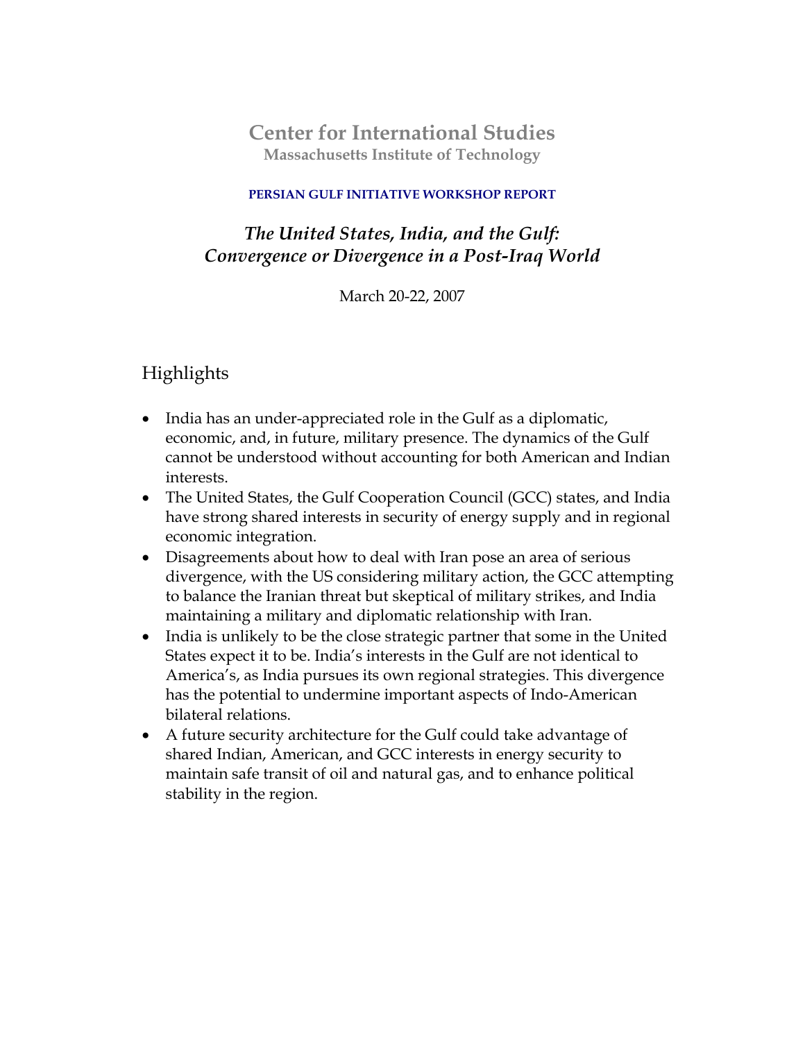# Center for International Studies

**Massachusetts Institute of Technology**

**PERSIAN GULF INITIATIVE WORKSHOP REPORT**

## *The United States, India, and the Gulf: Convergence or Divergence in a Post-Iraq World*

March 20-22, 2007

## Highlights

- India has an under-appreciated role in the Gulf as a diplomatic, economic, and, in future, military presence. The dynamics of the Gulf cannot be understood without accounting for both American and Indian interests.
- The United States, the Gulf Cooperation Council (GCC) states, and India have strong shared interests in security of energy supply and in regional economic integration.
- Disagreements about how to deal with Iran pose an area of serious divergence, with the US considering military action, the GCC attempting to balance the Iranian threat but skeptical of military strikes, and India maintaining a military and diplomatic relationship with Iran.
- India is unlikely to be the close strategic partner that some in the United States expect it to be. India's interests in the Gulf are not identical to America's, as India pursues its own regional strategies. This divergence has the potential to undermine important aspects of Indo-American bilateral relations.
- A future security architecture for the Gulf could take advantage of shared Indian, American, and GCC interests in energy security to maintain safe transit of oil and natural gas, and to enhance political stability in the region.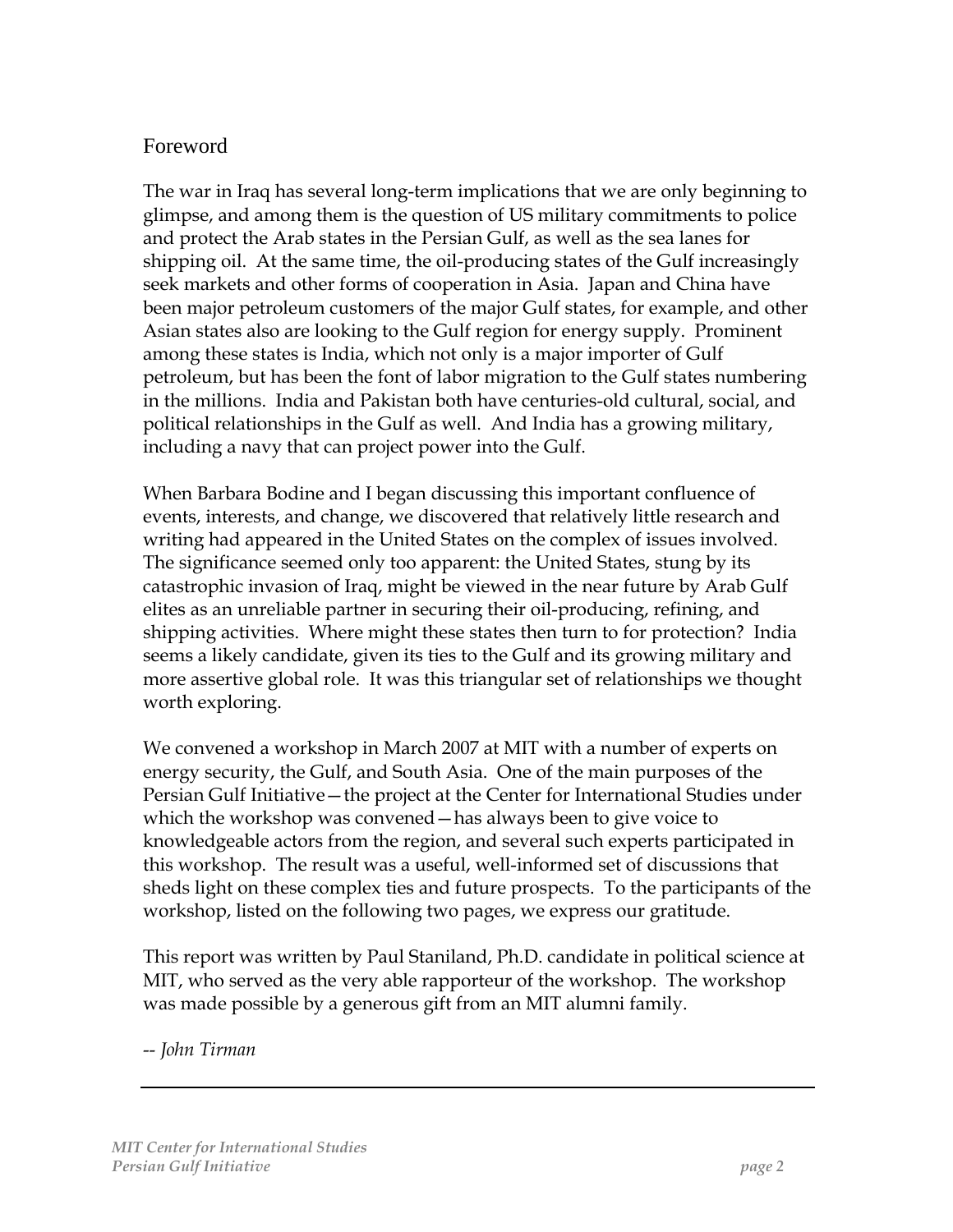## Foreword

The war in Iraq has several long-term implications that we are only beginning to glimpse, and among them is the question of US military commitments to police and protect the Arab states in the Persian Gulf, as well as the sea lanes for shipping oil. At the same time, the oil-producing states of the Gulf increasingly seek markets and other forms of cooperation in Asia. Japan and China have been major petroleum customers of the major Gulf states, for example, and other Asian states also are looking to the Gulf region for energy supply. Prominent among these states is India, which not only is a major importer of Gulf petroleum, but has been the font of labor migration to the Gulf states numbering in the millions. India and Pakistan both have centuries-old cultural, social, and political relationships in the Gulf as well. And India has a growing military, including a navy that can project power into the Gulf.

When Barbara Bodine and I began discussing this important confluence of events, interests, and change, we discovered that relatively little research and writing had appeared in the United States on the complex of issues involved. The significance seemed only too apparent: the United States, stung by its catastrophic invasion of Iraq, might be viewed in the near future by Arab Gulf elites as an unreliable partner in securing their oil-producing, refining, and shipping activities. Where might these states then turn to for protection? India seems a likely candidate, given its ties to the Gulf and its growing military and more assertive global role. It was this triangular set of relationships we thought worth exploring.

We convened a workshop in March 2007 at MIT with a number of experts on energy security, the Gulf, and South Asia. One of the main purposes of the Persian Gulf Initiative—the project at the Center for International Studies under which the workshop was convened—has always been to give voice to knowledgeable actors from the region, and several such experts participated in this workshop. The result was a useful, well-informed set of discussions that sheds light on these complex ties and future prospects. To the participants of the workshop, listed on the following two pages, we express our gratitude.

This report was written by Paul Staniland, Ph.D. candidate in political science at MIT, who served as the very able rapporteur of the workshop. The workshop was made possible by a generous gift from an MIT alumni family.

*-- John Tirman*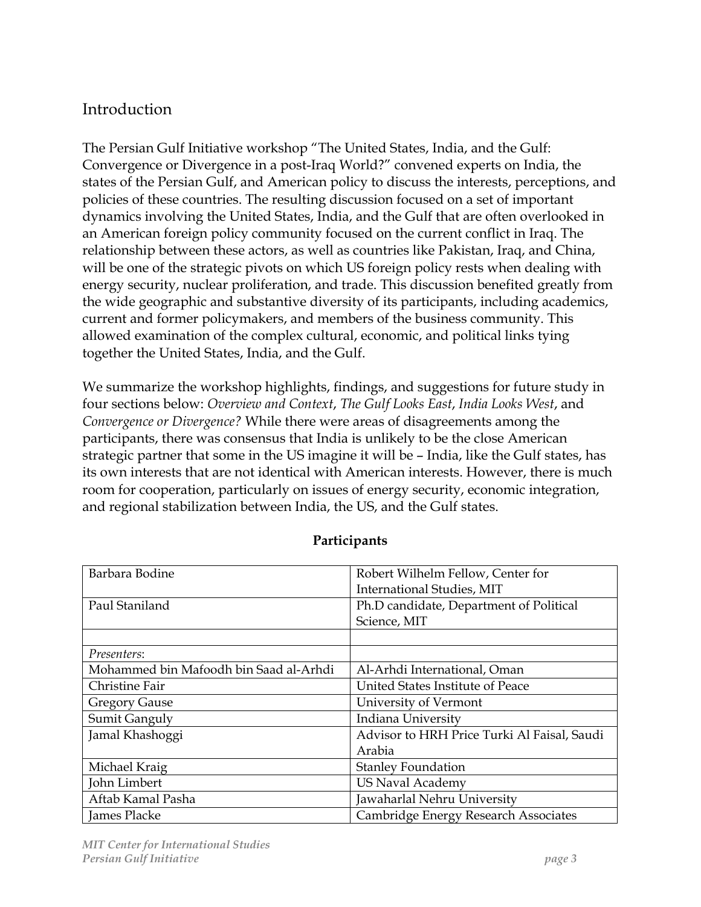## Introduction

The Persian Gulf Initiative workshop "The United States, India, and the Gulf: Convergence or Divergence in a post-Iraq World?" convened experts on India, the states of the Persian Gulf, and American policy to discuss the interests, perceptions, and policies of these countries. The resulting discussion focused on a set of important dynamics involving the United States, India, and the Gulf that are often overlooked in an American foreign policy community focused on the current conflict in Iraq. The relationship between these actors, as well as countries like Pakistan, Iraq, and China, will be one of the strategic pivots on which US foreign policy rests when dealing with energy security, nuclear proliferation, and trade. This discussion benefited greatly from the wide geographic and substantive diversity of its participants, including academics, current and former policymakers, and members of the business community. This allowed examination of the complex cultural, economic, and political links tying together the United States, India, and the Gulf.

We summarize the workshop highlights, findings, and suggestions for future study in four sections below: *Overview and Context*, *The Gulf Looks East*, *India Looks West*, and *Convergence or Divergence?* While there were areas of disagreements among the participants, there was consensus that India is unlikely to be the close American strategic partner that some in the US imagine it will be – India, like the Gulf states, has its own interests that are not identical with American interests. However, there is much room for cooperation, particularly on issues of energy security, economic integration, and regional stabilization between India, the US, and the Gulf states.

**Participants**

| | |
|---|---|
| Barbara Bodine | Robert Wilhelm Fellow, Center for International Studies, MIT |
| Paul Staniland | Ph.D candidate, Department of Political Science, MIT |
| | |
| *Presenters*: | |
| Mohammed bin Mafoodh bin Saad al-Arhdi | Al-Arhdi International, Oman |
| Christine Fair | United States Institute of Peace |
| Gregory Gause | University of Vermont |
| Sumit Ganguly | Indiana University |
| Jamal Khashoggi | Advisor to HRH Price Turki Al Faisal, Saudi Arabia |
| Michael Kraig | Stanley Foundation |
| John Limbert | US Naval Academy |
| Aftab Kamal Pasha | Jawaharlal Nehru University |
| James Placke | Cambridge Energy Research Associates |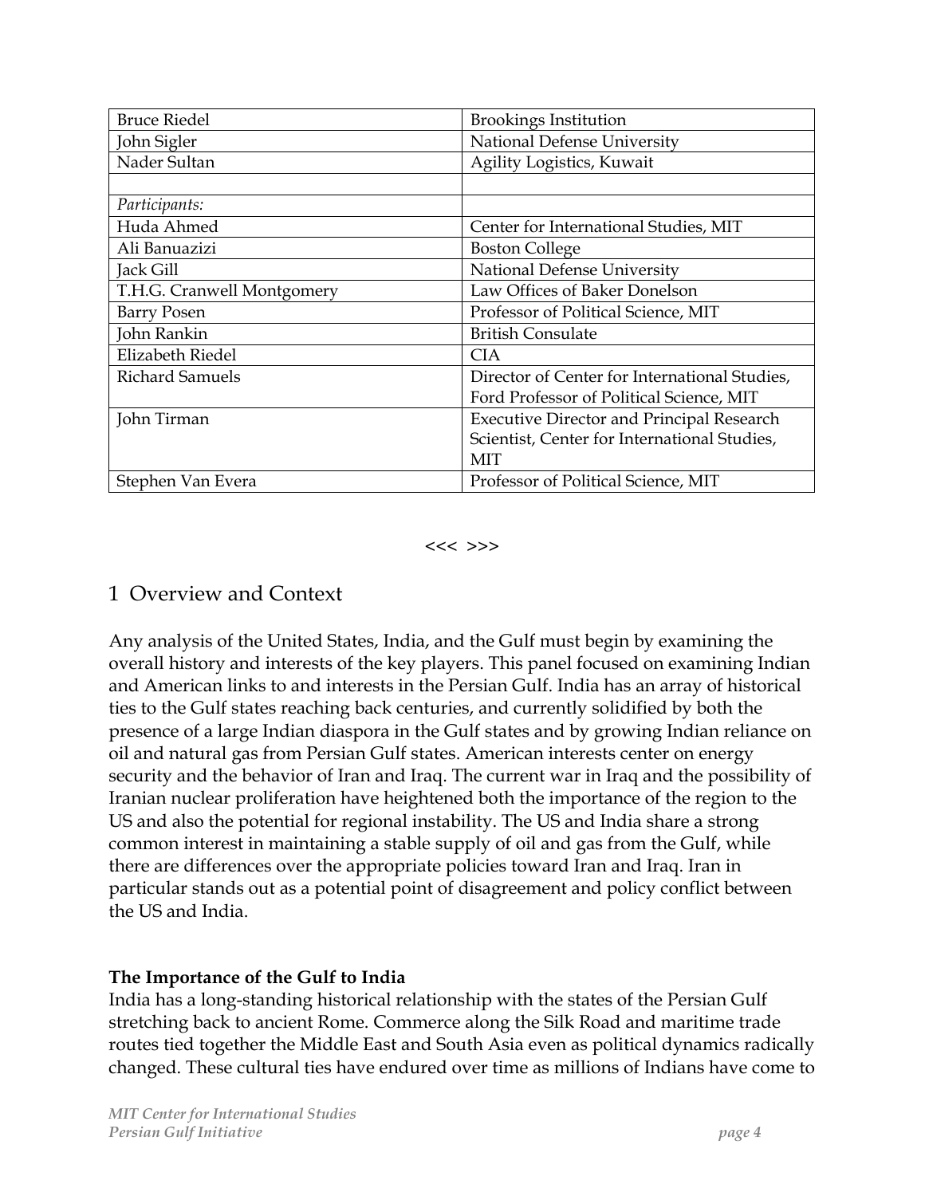| | |
|---|---|
| Bruce Riedel | Brookings Institution |
| John Sigler | National Defense University |
| Nader Sultan | Agility Logistics, Kuwait |
| | |
| *Participants:* | |
| Huda Ahmed | Center for International Studies, MIT |
| Ali Banuazizi | Boston College |
| Jack Gill | National Defense University |
| T.H.G. Cranwell Montgomery | Law Offices of Baker Donelson |
| Barry Posen | Professor of Political Science, MIT |
| John Rankin | British Consulate |
| Elizabeth Riedel | CIA |
| Richard Samuels | Director of Center for International Studies, Ford Professor of Political Science, MIT |
| John Tirman | Executive Director and Principal Research Scientist, Center for International Studies, MIT |
| Stephen Van Evera | Professor of Political Science, MIT |

<<< >>>

## 1 Overview and Context

Any analysis of the United States, India, and the Gulf must begin by examining the overall history and interests of the key players. This panel focused on examining Indian and American links to and interests in the Persian Gulf. India has an array of historical ties to the Gulf states reaching back centuries, and currently solidified by both the presence of a large Indian diaspora in the Gulf states and by growing Indian reliance on oil and natural gas from Persian Gulf states. American interests center on energy security and the behavior of Iran and Iraq. The current war in Iraq and the possibility of Iranian nuclear proliferation have heightened both the importance of the region to the US and also the potential for regional instability. The US and India share a strong common interest in maintaining a stable supply of oil and gas from the Gulf, while there are differences over the appropriate policies toward Iran and Iraq. Iran in particular stands out as a potential point of disagreement and policy conflict between the US and India.

**The Importance of the Gulf to India**

India has a long-standing historical relationship with the states of the Persian Gulf stretching back to ancient Rome. Commerce along the Silk Road and maritime trade routes tied together the Middle East and South Asia even as political dynamics radically changed. These cultural ties have endured over time as millions of Indians have come to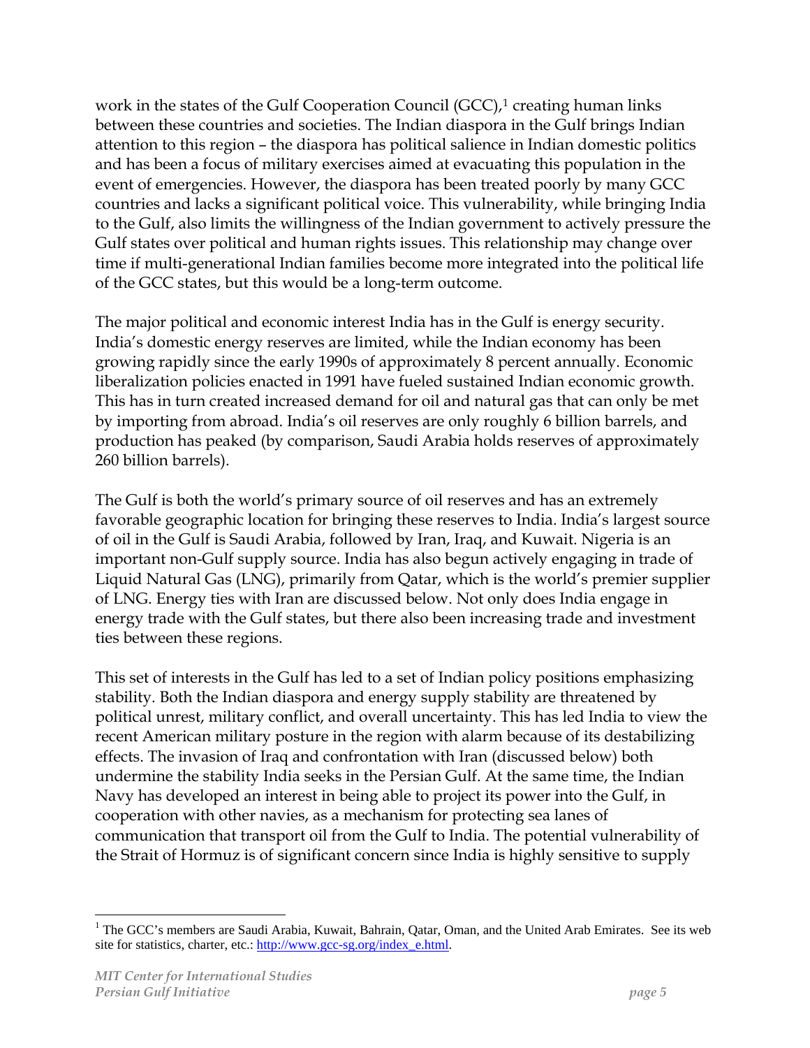work in the states of the Gulf Cooperation Council (GCC),[1] creating human links between these countries and societies. The Indian diaspora in the Gulf brings Indian attention to this region – the diaspora has political salience in Indian domestic politics and has been a focus of military exercises aimed at evacuating this population in the event of emergencies. However, the diaspora has been treated poorly by many GCC countries and lacks a significant political voice. This vulnerability, while bringing India to the Gulf, also limits the willingness of the Indian government to actively pressure the Gulf states over political and human rights issues. This relationship may change over time if multi-generational Indian families become more integrated into the political life of the GCC states, but this would be a long-term outcome.

The major political and economic interest India has in the Gulf is energy security. India's domestic energy reserves are limited, while the Indian economy has been growing rapidly since the early 1990s of approximately 8 percent annually. Economic liberalization policies enacted in 1991 have fueled sustained Indian economic growth. This has in turn created increased demand for oil and natural gas that can only be met by importing from abroad. India's oil reserves are only roughly 6 billion barrels, and production has peaked (by comparison, Saudi Arabia holds reserves of approximately 260 billion barrels).

The Gulf is both the world's primary source of oil reserves and has an extremely favorable geographic location for bringing these reserves to India. India's largest source of oil in the Gulf is Saudi Arabia, followed by Iran, Iraq, and Kuwait. Nigeria is an important non-Gulf supply source. India has also begun actively engaging in trade of Liquid Natural Gas (LNG), primarily from Qatar, which is the world's premier supplier of LNG. Energy ties with Iran are discussed below. Not only does India engage in energy trade with the Gulf states, but there also been increasing trade and investment ties between these regions.

This set of interests in the Gulf has led to a set of Indian policy positions emphasizing stability. Both the Indian diaspora and energy supply stability are threatened by political unrest, military conflict, and overall uncertainty. This has led India to view the recent American military posture in the region with alarm because of its destabilizing effects. The invasion of Iraq and confrontation with Iran (discussed below) both undermine the stability India seeks in the Persian Gulf. At the same time, the Indian Navy has developed an interest in being able to project its power into the Gulf, in cooperation with other navies, as a mechanism for protecting sea lanes of communication that transport oil from the Gulf to India. The potential vulnerability of the Strait of Hormuz is of significant concern since India is highly sensitive to supply

---

[1] The GCC's members are Saudi Arabia, Kuwait, Bahrain, Qatar, Oman, and the United Arab Emirates. See its web site for statistics, charter, etc.: http://www.gcc-sg.org/index_e.html.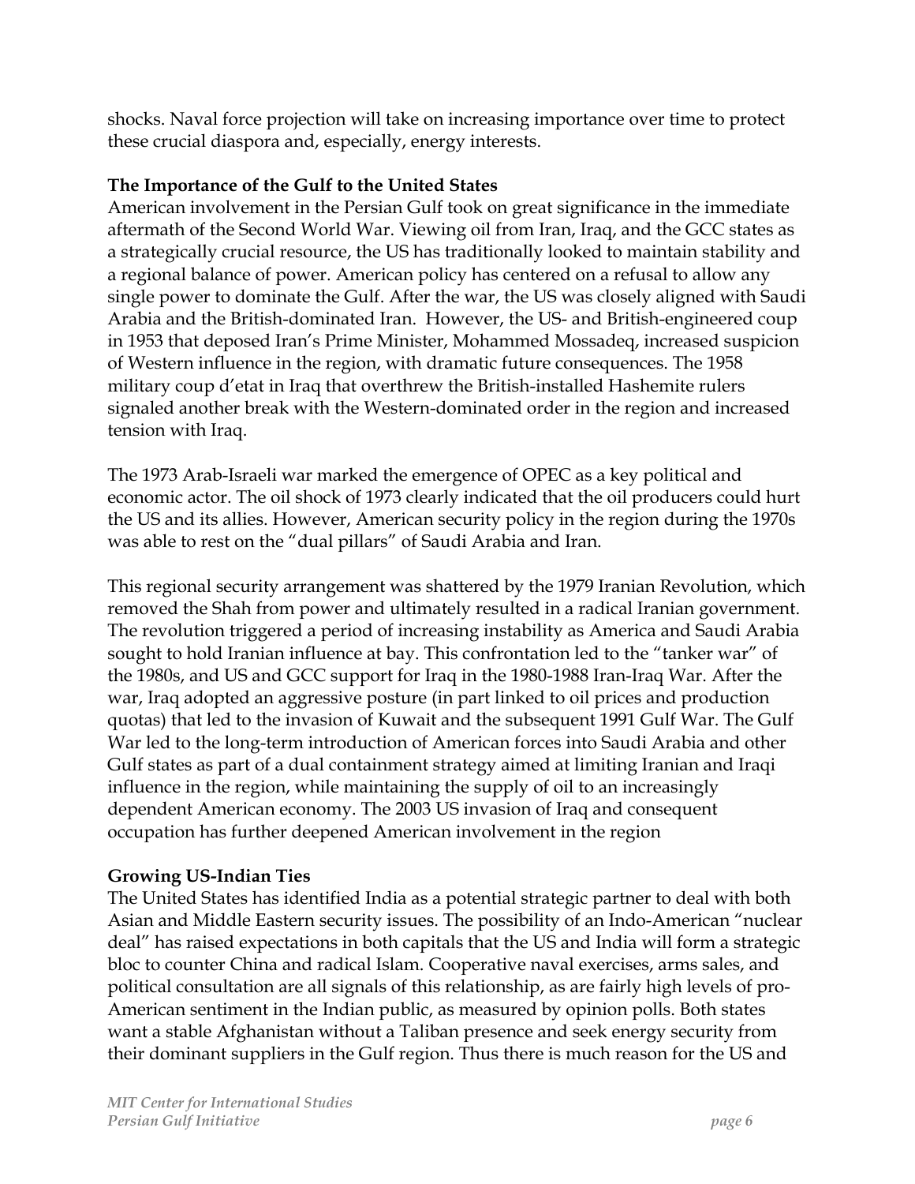shocks. Naval force projection will take on increasing importance over time to protect these crucial diaspora and, especially, energy interests.

**The Importance of the Gulf to the United States**

American involvement in the Persian Gulf took on great significance in the immediate aftermath of the Second World War. Viewing oil from Iran, Iraq, and the GCC states as a strategically crucial resource, the US has traditionally looked to maintain stability and a regional balance of power. American policy has centered on a refusal to allow any single power to dominate the Gulf. After the war, the US was closely aligned with Saudi Arabia and the British-dominated Iran. However, the US- and British-engineered coup in 1953 that deposed Iran's Prime Minister, Mohammed Mossadeq, increased suspicion of Western influence in the region, with dramatic future consequences. The 1958 military coup d'etat in Iraq that overthrew the British-installed Hashemite rulers signaled another break with the Western-dominated order in the region and increased tension with Iraq.

The 1973 Arab-Israeli war marked the emergence of OPEC as a key political and economic actor. The oil shock of 1973 clearly indicated that the oil producers could hurt the US and its allies. However, American security policy in the region during the 1970s was able to rest on the "dual pillars" of Saudi Arabia and Iran.

This regional security arrangement was shattered by the 1979 Iranian Revolution, which removed the Shah from power and ultimately resulted in a radical Iranian government. The revolution triggered a period of increasing instability as America and Saudi Arabia sought to hold Iranian influence at bay. This confrontation led to the "tanker war" of the 1980s, and US and GCC support for Iraq in the 1980-1988 Iran-Iraq War. After the war, Iraq adopted an aggressive posture (in part linked to oil prices and production quotas) that led to the invasion of Kuwait and the subsequent 1991 Gulf War. The Gulf War led to the long-term introduction of American forces into Saudi Arabia and other Gulf states as part of a dual containment strategy aimed at limiting Iranian and Iraqi influence in the region, while maintaining the supply of oil to an increasingly dependent American economy. The 2003 US invasion of Iraq and consequent occupation has further deepened American involvement in the region

**Growing US-Indian Ties**

The United States has identified India as a potential strategic partner to deal with both Asian and Middle Eastern security issues. The possibility of an Indo-American "nuclear deal" has raised expectations in both capitals that the US and India will form a strategic bloc to counter China and radical Islam. Cooperative naval exercises, arms sales, and political consultation are all signals of this relationship, as are fairly high levels of pro-American sentiment in the Indian public, as measured by opinion polls. Both states want a stable Afghanistan without a Taliban presence and seek energy security from their dominant suppliers in the Gulf region. Thus there is much reason for the US and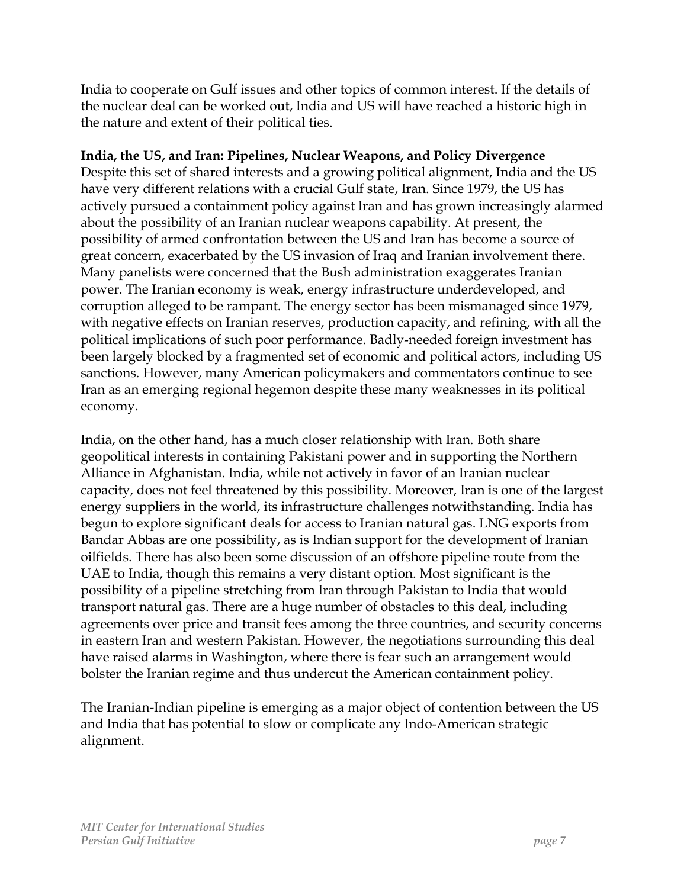India to cooperate on Gulf issues and other topics of common interest. If the details of the nuclear deal can be worked out, India and US will have reached a historic high in the nature and extent of their political ties.

**India, the US, and Iran: Pipelines, Nuclear Weapons, and Policy Divergence**

Despite this set of shared interests and a growing political alignment, India and the US have very different relations with a crucial Gulf state, Iran. Since 1979, the US has actively pursued a containment policy against Iran and has grown increasingly alarmed about the possibility of an Iranian nuclear weapons capability. At present, the possibility of armed confrontation between the US and Iran has become a source of great concern, exacerbated by the US invasion of Iraq and Iranian involvement there. Many panelists were concerned that the Bush administration exaggerates Iranian power. The Iranian economy is weak, energy infrastructure underdeveloped, and corruption alleged to be rampant. The energy sector has been mismanaged since 1979, with negative effects on Iranian reserves, production capacity, and refining, with all the political implications of such poor performance. Badly-needed foreign investment has been largely blocked by a fragmented set of economic and political actors, including US sanctions. However, many American policymakers and commentators continue to see Iran as an emerging regional hegemon despite these many weaknesses in its political economy.

India, on the other hand, has a much closer relationship with Iran. Both share geopolitical interests in containing Pakistani power and in supporting the Northern Alliance in Afghanistan. India, while not actively in favor of an Iranian nuclear capacity, does not feel threatened by this possibility. Moreover, Iran is one of the largest energy suppliers in the world, its infrastructure challenges notwithstanding. India has begun to explore significant deals for access to Iranian natural gas. LNG exports from Bandar Abbas are one possibility, as is Indian support for the development of Iranian oilfields. There has also been some discussion of an offshore pipeline route from the UAE to India, though this remains a very distant option. Most significant is the possibility of a pipeline stretching from Iran through Pakistan to India that would transport natural gas. There are a huge number of obstacles to this deal, including agreements over price and transit fees among the three countries, and security concerns in eastern Iran and western Pakistan. However, the negotiations surrounding this deal have raised alarms in Washington, where there is fear such an arrangement would bolster the Iranian regime and thus undercut the American containment policy.

The Iranian-Indian pipeline is emerging as a major object of contention between the US and India that has potential to slow or complicate any Indo-American strategic alignment.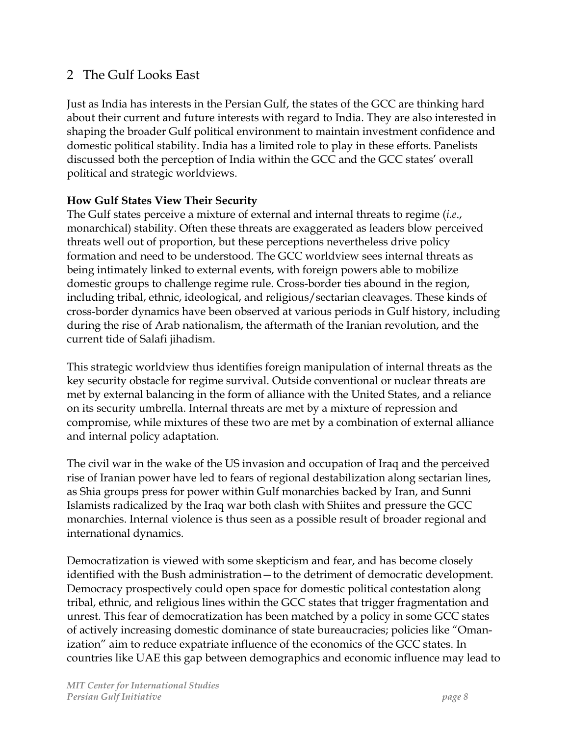## 2 The Gulf Looks East

Just as India has interests in the Persian Gulf, the states of the GCC are thinking hard about their current and future interests with regard to India. They are also interested in shaping the broader Gulf political environment to maintain investment confidence and domestic political stability. India has a limited role to play in these efforts. Panelists discussed both the perception of India within the GCC and the GCC states' overall political and strategic worldviews.

**How Gulf States View Their Security**

The Gulf states perceive a mixture of external and internal threats to regime (*i.e.*, monarchical) stability. Often these threats are exaggerated as leaders blow perceived threats well out of proportion, but these perceptions nevertheless drive policy formation and need to be understood. The GCC worldview sees internal threats as being intimately linked to external events, with foreign powers able to mobilize domestic groups to challenge regime rule. Cross-border ties abound in the region, including tribal, ethnic, ideological, and religious/sectarian cleavages. These kinds of cross-border dynamics have been observed at various periods in Gulf history, including during the rise of Arab nationalism, the aftermath of the Iranian revolution, and the current tide of Salafi jihadism.

This strategic worldview thus identifies foreign manipulation of internal threats as the key security obstacle for regime survival. Outside conventional or nuclear threats are met by external balancing in the form of alliance with the United States, and a reliance on its security umbrella. Internal threats are met by a mixture of repression and compromise, while mixtures of these two are met by a combination of external alliance and internal policy adaptation.

The civil war in the wake of the US invasion and occupation of Iraq and the perceived rise of Iranian power have led to fears of regional destabilization along sectarian lines, as Shia groups press for power within Gulf monarchies backed by Iran, and Sunni Islamists radicalized by the Iraq war both clash with Shiites and pressure the GCC monarchies. Internal violence is thus seen as a possible result of broader regional and international dynamics.

Democratization is viewed with some skepticism and fear, and has become closely identified with the Bush administration—to the detriment of democratic development. Democracy prospectively could open space for domestic political contestation along tribal, ethnic, and religious lines within the GCC states that trigger fragmentation and unrest. This fear of democratization has been matched by a policy in some GCC states of actively increasing domestic dominance of state bureaucracies; policies like "Omanization" aim to reduce expatriate influence of the economics of the GCC states. In countries like UAE this gap between demographics and economic influence may lead to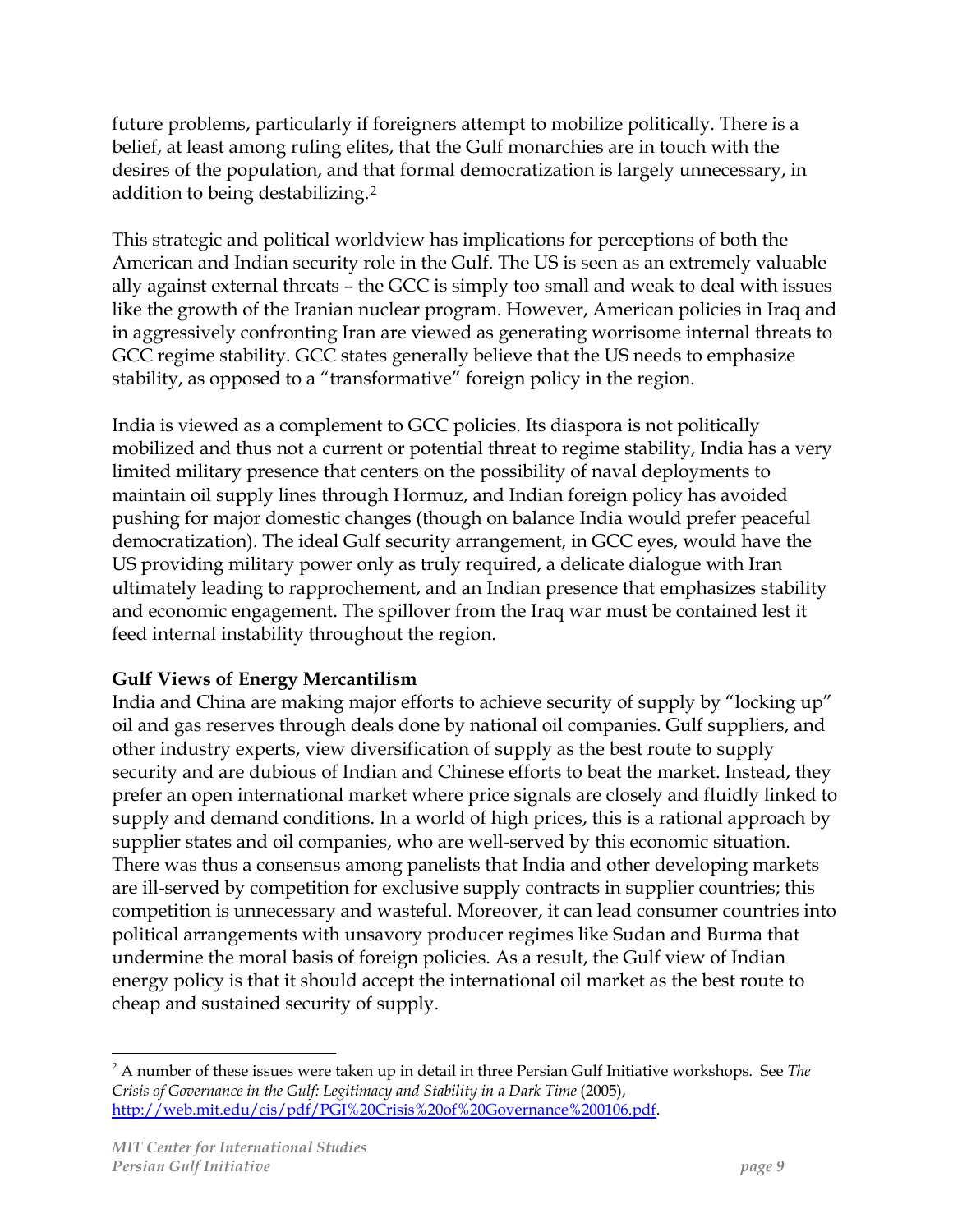future problems, particularly if foreigners attempt to mobilize politically. There is a belief, at least among ruling elites, that the Gulf monarchies are in touch with the desires of the population, and that formal democratization is largely unnecessary, in addition to being destabilizing.[2]

This strategic and political worldview has implications for perceptions of both the American and Indian security role in the Gulf. The US is seen as an extremely valuable ally against external threats – the GCC is simply too small and weak to deal with issues like the growth of the Iranian nuclear program. However, American policies in Iraq and in aggressively confronting Iran are viewed as generating worrisome internal threats to GCC regime stability. GCC states generally believe that the US needs to emphasize stability, as opposed to a "transformative" foreign policy in the region.

India is viewed as a complement to GCC policies. Its diaspora is not politically mobilized and thus not a current or potential threat to regime stability, India has a very limited military presence that centers on the possibility of naval deployments to maintain oil supply lines through Hormuz, and Indian foreign policy has avoided pushing for major domestic changes (though on balance India would prefer peaceful democratization). The ideal Gulf security arrangement, in GCC eyes, would have the US providing military power only as truly required, a delicate dialogue with Iran ultimately leading to rapprochement, and an Indian presence that emphasizes stability and economic engagement. The spillover from the Iraq war must be contained lest it feed internal instability throughout the region.

**Gulf Views of Energy Mercantilism**

India and China are making major efforts to achieve security of supply by "locking up" oil and gas reserves through deals done by national oil companies. Gulf suppliers, and other industry experts, view diversification of supply as the best route to supply security and are dubious of Indian and Chinese efforts to beat the market. Instead, they prefer an open international market where price signals are closely and fluidly linked to supply and demand conditions. In a world of high prices, this is a rational approach by supplier states and oil companies, who are well-served by this economic situation. There was thus a consensus among panelists that India and other developing markets are ill-served by competition for exclusive supply contracts in supplier countries; this competition is unnecessary and wasteful. Moreover, it can lead consumer countries into political arrangements with unsavory producer regimes like Sudan and Burma that undermine the moral basis of foreign policies. As a result, the Gulf view of Indian energy policy is that it should accept the international oil market as the best route to cheap and sustained security of supply.

[2] A number of these issues were taken up in detail in three Persian Gulf Initiative workshops. See *The Crisis of Governance in the Gulf: Legitimacy and Stability in a Dark Time* (2005), http://web.mit.edu/cis/pdf/PGI%20Crisis%20of%20Governance%200106.pdf.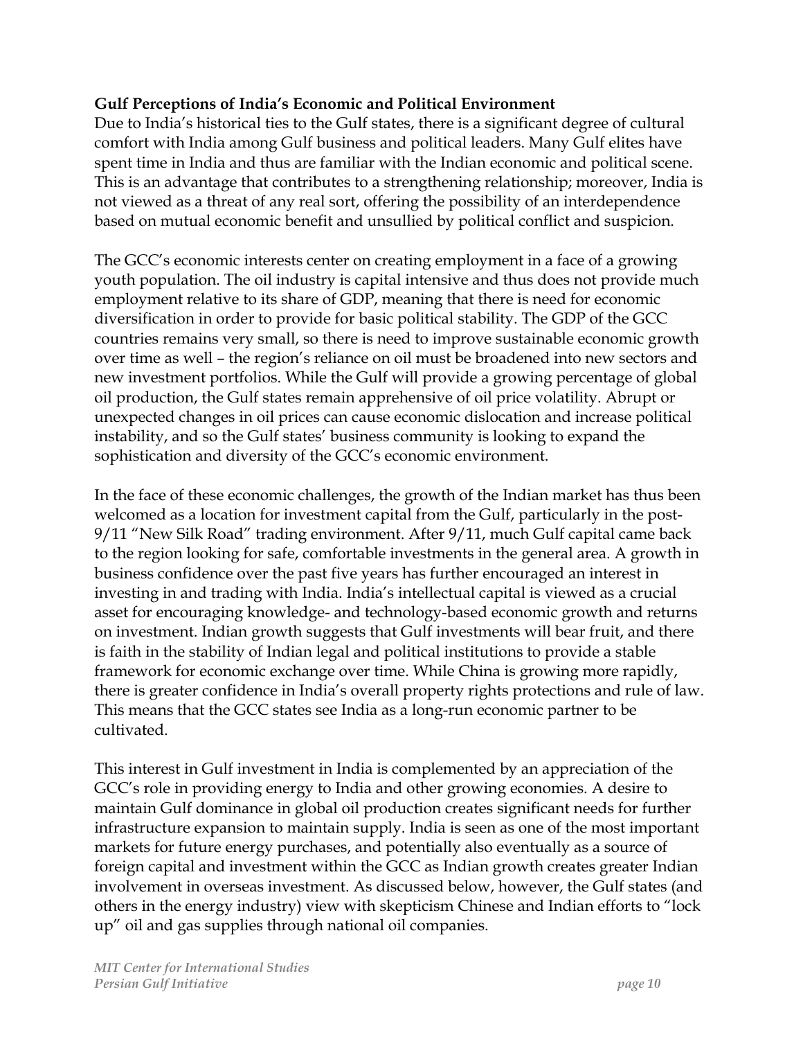**Gulf Perceptions of India's Economic and Political Environment**

Due to India's historical ties to the Gulf states, there is a significant degree of cultural comfort with India among Gulf business and political leaders. Many Gulf elites have spent time in India and thus are familiar with the Indian economic and political scene. This is an advantage that contributes to a strengthening relationship; moreover, India is not viewed as a threat of any real sort, offering the possibility of an interdependence based on mutual economic benefit and unsullied by political conflict and suspicion.

The GCC's economic interests center on creating employment in a face of a growing youth population. The oil industry is capital intensive and thus does not provide much employment relative to its share of GDP, meaning that there is need for economic diversification in order to provide for basic political stability. The GDP of the GCC countries remains very small, so there is need to improve sustainable economic growth over time as well – the region's reliance on oil must be broadened into new sectors and new investment portfolios. While the Gulf will provide a growing percentage of global oil production, the Gulf states remain apprehensive of oil price volatility. Abrupt or unexpected changes in oil prices can cause economic dislocation and increase political instability, and so the Gulf states' business community is looking to expand the sophistication and diversity of the GCC's economic environment.

In the face of these economic challenges, the growth of the Indian market has thus been welcomed as a location for investment capital from the Gulf, particularly in the post-9/11 "New Silk Road" trading environment. After 9/11, much Gulf capital came back to the region looking for safe, comfortable investments in the general area. A growth in business confidence over the past five years has further encouraged an interest in investing in and trading with India. India's intellectual capital is viewed as a crucial asset for encouraging knowledge- and technology-based economic growth and returns on investment. Indian growth suggests that Gulf investments will bear fruit, and there is faith in the stability of Indian legal and political institutions to provide a stable framework for economic exchange over time. While China is growing more rapidly, there is greater confidence in India's overall property rights protections and rule of law. This means that the GCC states see India as a long-run economic partner to be cultivated.

This interest in Gulf investment in India is complemented by an appreciation of the GCC's role in providing energy to India and other growing economies. A desire to maintain Gulf dominance in global oil production creates significant needs for further infrastructure expansion to maintain supply. India is seen as one of the most important markets for future energy purchases, and potentially also eventually as a source of foreign capital and investment within the GCC as Indian growth creates greater Indian involvement in overseas investment. As discussed below, however, the Gulf states (and others in the energy industry) view with skepticism Chinese and Indian efforts to "lock up" oil and gas supplies through national oil companies.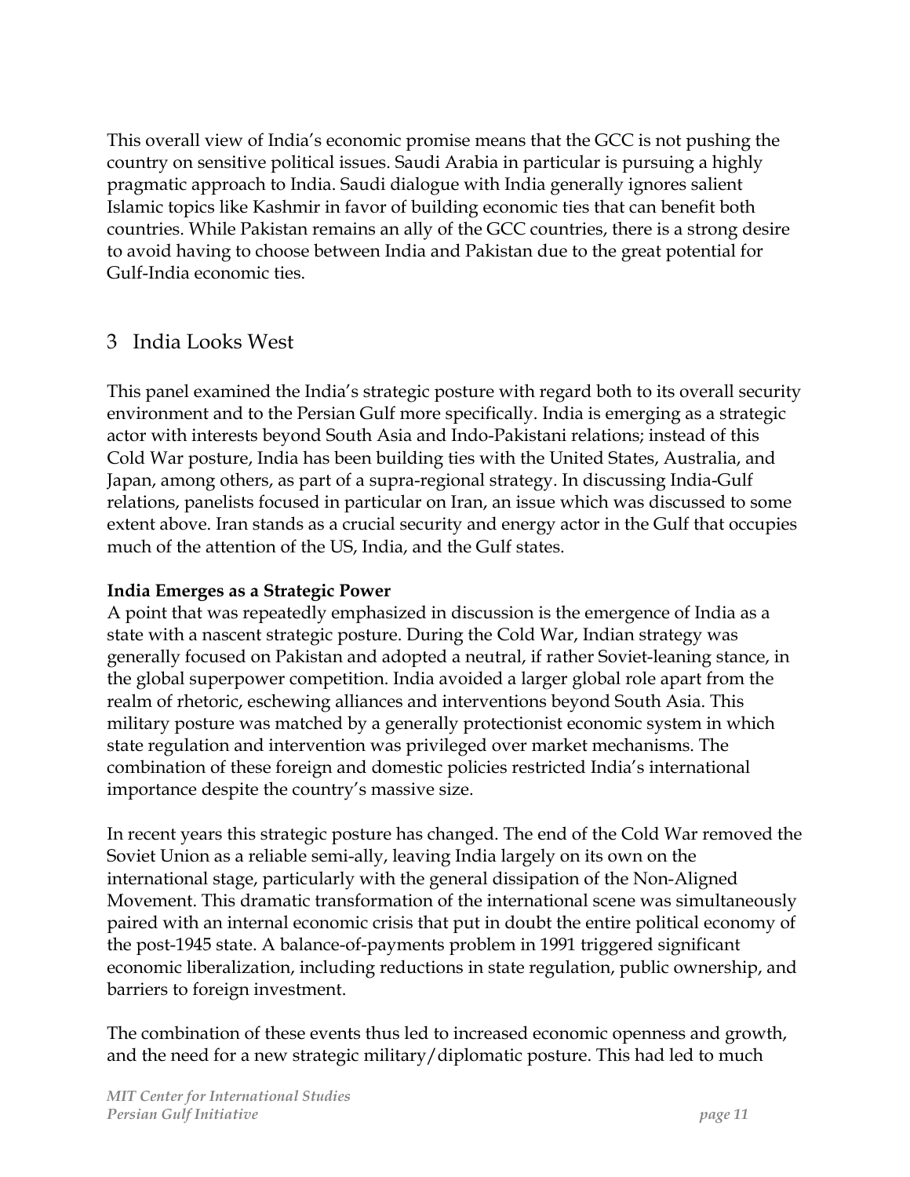This overall view of India's economic promise means that the GCC is not pushing the country on sensitive political issues. Saudi Arabia in particular is pursuing a highly pragmatic approach to India. Saudi dialogue with India generally ignores salient Islamic topics like Kashmir in favor of building economic ties that can benefit both countries. While Pakistan remains an ally of the GCC countries, there is a strong desire to avoid having to choose between India and Pakistan due to the great potential for Gulf-India economic ties.

## 3 India Looks West

This panel examined the India's strategic posture with regard both to its overall security environment and to the Persian Gulf more specifically. India is emerging as a strategic actor with interests beyond South Asia and Indo-Pakistani relations; instead of this Cold War posture, India has been building ties with the United States, Australia, and Japan, among others, as part of a supra-regional strategy. In discussing India-Gulf relations, panelists focused in particular on Iran, an issue which was discussed to some extent above. Iran stands as a crucial security and energy actor in the Gulf that occupies much of the attention of the US, India, and the Gulf states.

**India Emerges as a Strategic Power**

A point that was repeatedly emphasized in discussion is the emergence of India as a state with a nascent strategic posture. During the Cold War, Indian strategy was generally focused on Pakistan and adopted a neutral, if rather Soviet-leaning stance, in the global superpower competition. India avoided a larger global role apart from the realm of rhetoric, eschewing alliances and interventions beyond South Asia. This military posture was matched by a generally protectionist economic system in which state regulation and intervention was privileged over market mechanisms. The combination of these foreign and domestic policies restricted India's international importance despite the country's massive size.

In recent years this strategic posture has changed. The end of the Cold War removed the Soviet Union as a reliable semi-ally, leaving India largely on its own on the international stage, particularly with the general dissipation of the Non-Aligned Movement. This dramatic transformation of the international scene was simultaneously paired with an internal economic crisis that put in doubt the entire political economy of the post-1945 state. A balance-of-payments problem in 1991 triggered significant economic liberalization, including reductions in state regulation, public ownership, and barriers to foreign investment.

The combination of these events thus led to increased economic openness and growth, and the need for a new strategic military/diplomatic posture. This had led to much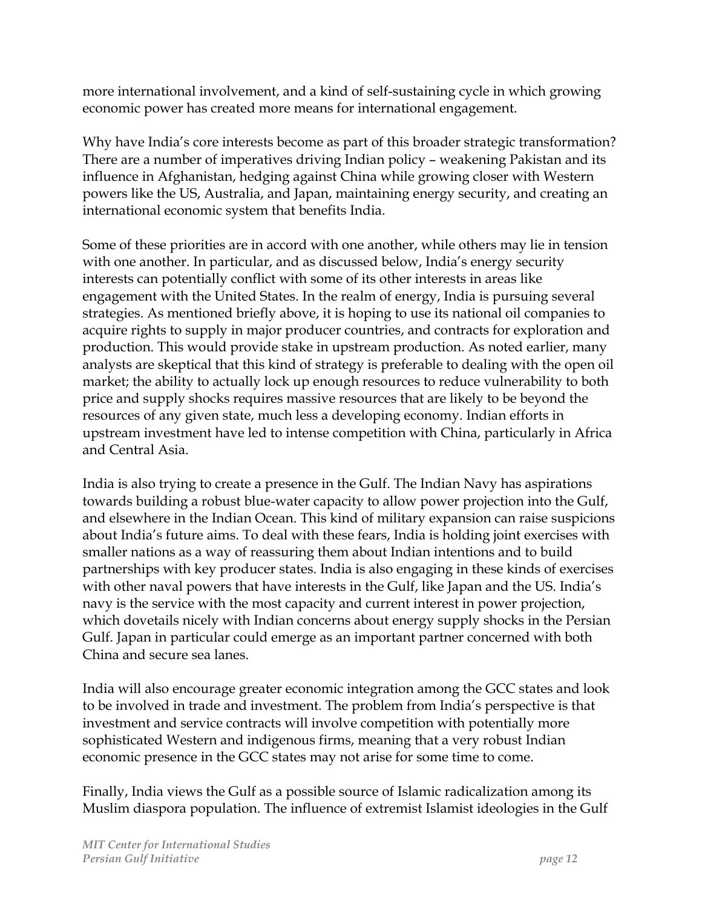more international involvement, and a kind of self-sustaining cycle in which growing economic power has created more means for international engagement.

Why have India's core interests become as part of this broader strategic transformation? There are a number of imperatives driving Indian policy – weakening Pakistan and its influence in Afghanistan, hedging against China while growing closer with Western powers like the US, Australia, and Japan, maintaining energy security, and creating an international economic system that benefits India.

Some of these priorities are in accord with one another, while others may lie in tension with one another. In particular, and as discussed below, India's energy security interests can potentially conflict with some of its other interests in areas like engagement with the United States. In the realm of energy, India is pursuing several strategies. As mentioned briefly above, it is hoping to use its national oil companies to acquire rights to supply in major producer countries, and contracts for exploration and production. This would provide stake in upstream production. As noted earlier, many analysts are skeptical that this kind of strategy is preferable to dealing with the open oil market; the ability to actually lock up enough resources to reduce vulnerability to both price and supply shocks requires massive resources that are likely to be beyond the resources of any given state, much less a developing economy. Indian efforts in upstream investment have led to intense competition with China, particularly in Africa and Central Asia.

India is also trying to create a presence in the Gulf. The Indian Navy has aspirations towards building a robust blue-water capacity to allow power projection into the Gulf, and elsewhere in the Indian Ocean. This kind of military expansion can raise suspicions about India's future aims. To deal with these fears, India is holding joint exercises with smaller nations as a way of reassuring them about Indian intentions and to build partnerships with key producer states. India is also engaging in these kinds of exercises with other naval powers that have interests in the Gulf, like Japan and the US. India's navy is the service with the most capacity and current interest in power projection, which dovetails nicely with Indian concerns about energy supply shocks in the Persian Gulf. Japan in particular could emerge as an important partner concerned with both China and secure sea lanes.

India will also encourage greater economic integration among the GCC states and look to be involved in trade and investment. The problem from India's perspective is that investment and service contracts will involve competition with potentially more sophisticated Western and indigenous firms, meaning that a very robust Indian economic presence in the GCC states may not arise for some time to come.

Finally, India views the Gulf as a possible source of Islamic radicalization among its Muslim diaspora population. The influence of extremist Islamist ideologies in the Gulf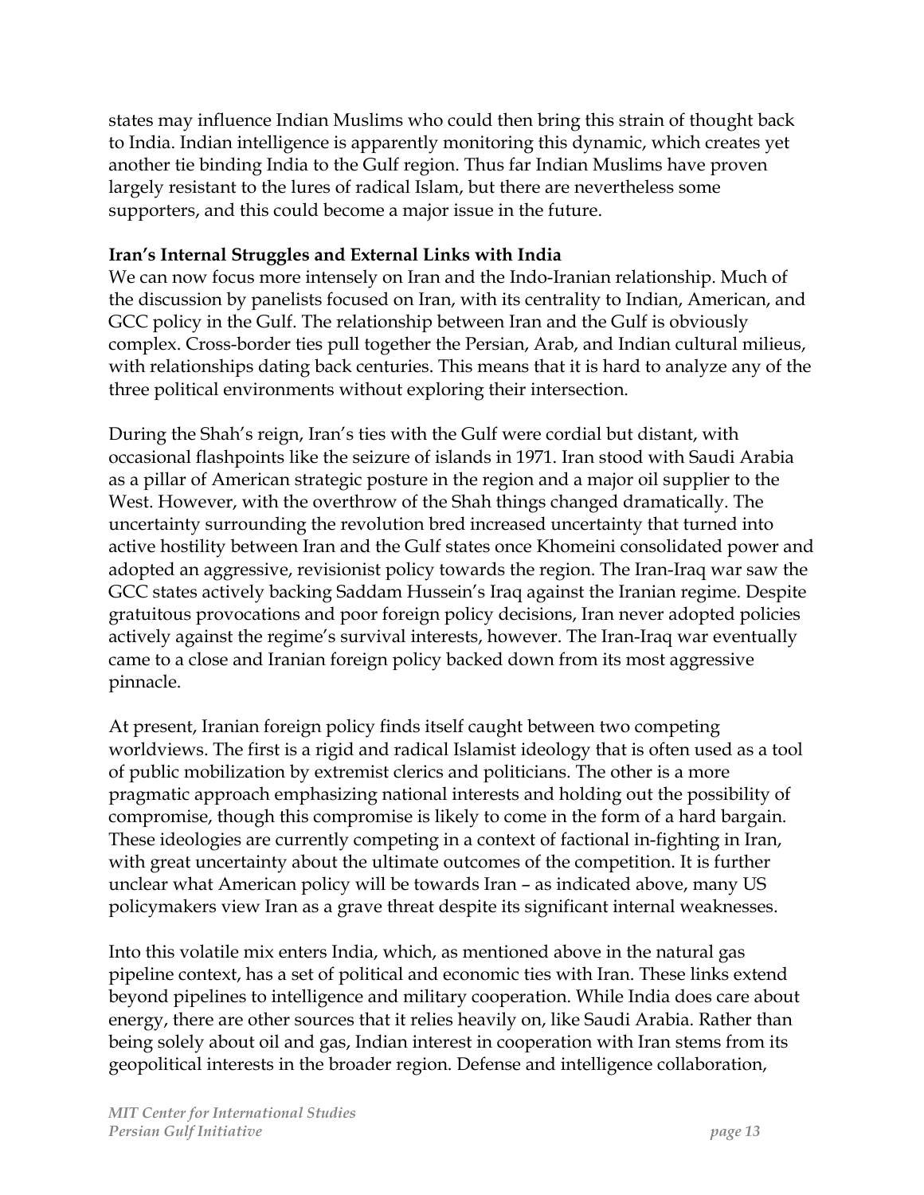states may influence Indian Muslims who could then bring this strain of thought back to India. Indian intelligence is apparently monitoring this dynamic, which creates yet another tie binding India to the Gulf region. Thus far Indian Muslims have proven largely resistant to the lures of radical Islam, but there are nevertheless some supporters, and this could become a major issue in the future.

**Iran's Internal Struggles and External Links with India**

We can now focus more intensely on Iran and the Indo-Iranian relationship. Much of the discussion by panelists focused on Iran, with its centrality to Indian, American, and GCC policy in the Gulf. The relationship between Iran and the Gulf is obviously complex. Cross-border ties pull together the Persian, Arab, and Indian cultural milieus, with relationships dating back centuries. This means that it is hard to analyze any of the three political environments without exploring their intersection.

During the Shah's reign, Iran's ties with the Gulf were cordial but distant, with occasional flashpoints like the seizure of islands in 1971. Iran stood with Saudi Arabia as a pillar of American strategic posture in the region and a major oil supplier to the West. However, with the overthrow of the Shah things changed dramatically. The uncertainty surrounding the revolution bred increased uncertainty that turned into active hostility between Iran and the Gulf states once Khomeini consolidated power and adopted an aggressive, revisionist policy towards the region. The Iran-Iraq war saw the GCC states actively backing Saddam Hussein's Iraq against the Iranian regime. Despite gratuitous provocations and poor foreign policy decisions, Iran never adopted policies actively against the regime's survival interests, however. The Iran-Iraq war eventually came to a close and Iranian foreign policy backed down from its most aggressive pinnacle.

At present, Iranian foreign policy finds itself caught between two competing worldviews. The first is a rigid and radical Islamist ideology that is often used as a tool of public mobilization by extremist clerics and politicians. The other is a more pragmatic approach emphasizing national interests and holding out the possibility of compromise, though this compromise is likely to come in the form of a hard bargain. These ideologies are currently competing in a context of factional in-fighting in Iran, with great uncertainty about the ultimate outcomes of the competition. It is further unclear what American policy will be towards Iran – as indicated above, many US policymakers view Iran as a grave threat despite its significant internal weaknesses.

Into this volatile mix enters India, which, as mentioned above in the natural gas pipeline context, has a set of political and economic ties with Iran. These links extend beyond pipelines to intelligence and military cooperation. While India does care about energy, there are other sources that it relies heavily on, like Saudi Arabia. Rather than being solely about oil and gas, Indian interest in cooperation with Iran stems from its geopolitical interests in the broader region. Defense and intelligence collaboration,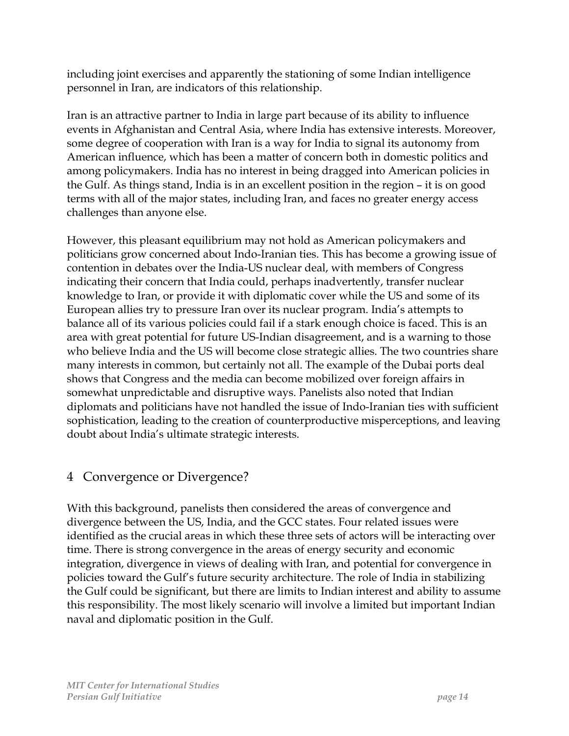including joint exercises and apparently the stationing of some Indian intelligence personnel in Iran, are indicators of this relationship.

Iran is an attractive partner to India in large part because of its ability to influence events in Afghanistan and Central Asia, where India has extensive interests. Moreover, some degree of cooperation with Iran is a way for India to signal its autonomy from American influence, which has been a matter of concern both in domestic politics and among policymakers. India has no interest in being dragged into American policies in the Gulf. As things stand, India is in an excellent position in the region – it is on good terms with all of the major states, including Iran, and faces no greater energy access challenges than anyone else.

However, this pleasant equilibrium may not hold as American policymakers and politicians grow concerned about Indo-Iranian ties. This has become a growing issue of contention in debates over the India-US nuclear deal, with members of Congress indicating their concern that India could, perhaps inadvertently, transfer nuclear knowledge to Iran, or provide it with diplomatic cover while the US and some of its European allies try to pressure Iran over its nuclear program. India's attempts to balance all of its various policies could fail if a stark enough choice is faced. This is an area with great potential for future US-Indian disagreement, and is a warning to those who believe India and the US will become close strategic allies. The two countries share many interests in common, but certainly not all. The example of the Dubai ports deal shows that Congress and the media can become mobilized over foreign affairs in somewhat unpredictable and disruptive ways. Panelists also noted that Indian diplomats and politicians have not handled the issue of Indo-Iranian ties with sufficient sophistication, leading to the creation of counterproductive misperceptions, and leaving doubt about India's ultimate strategic interests.

## 4 Convergence or Divergence?

With this background, panelists then considered the areas of convergence and divergence between the US, India, and the GCC states. Four related issues were identified as the crucial areas in which these three sets of actors will be interacting over time. There is strong convergence in the areas of energy security and economic integration, divergence in views of dealing with Iran, and potential for convergence in policies toward the Gulf's future security architecture. The role of India in stabilizing the Gulf could be significant, but there are limits to Indian interest and ability to assume this responsibility. The most likely scenario will involve a limited but important Indian naval and diplomatic position in the Gulf.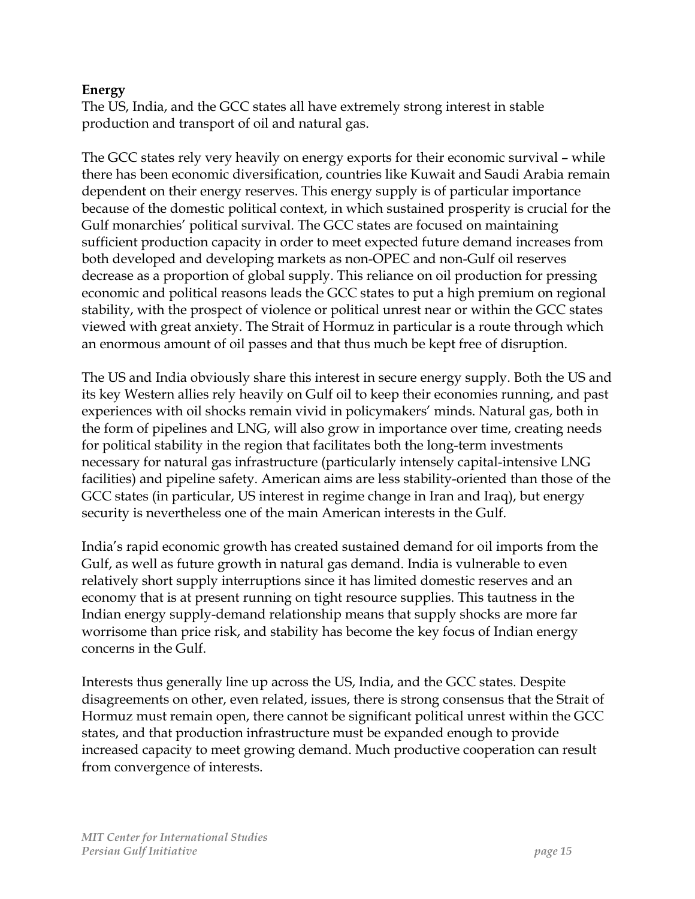**Energy**

The US, India, and the GCC states all have extremely strong interest in stable production and transport of oil and natural gas.

The GCC states rely very heavily on energy exports for their economic survival – while there has been economic diversification, countries like Kuwait and Saudi Arabia remain dependent on their energy reserves. This energy supply is of particular importance because of the domestic political context, in which sustained prosperity is crucial for the Gulf monarchies' political survival. The GCC states are focused on maintaining sufficient production capacity in order to meet expected future demand increases from both developed and developing markets as non-OPEC and non-Gulf oil reserves decrease as a proportion of global supply. This reliance on oil production for pressing economic and political reasons leads the GCC states to put a high premium on regional stability, with the prospect of violence or political unrest near or within the GCC states viewed with great anxiety. The Strait of Hormuz in particular is a route through which an enormous amount of oil passes and that thus much be kept free of disruption.

The US and India obviously share this interest in secure energy supply. Both the US and its key Western allies rely heavily on Gulf oil to keep their economies running, and past experiences with oil shocks remain vivid in policymakers' minds. Natural gas, both in the form of pipelines and LNG, will also grow in importance over time, creating needs for political stability in the region that facilitates both the long-term investments necessary for natural gas infrastructure (particularly intensely capital-intensive LNG facilities) and pipeline safety. American aims are less stability-oriented than those of the GCC states (in particular, US interest in regime change in Iran and Iraq), but energy security is nevertheless one of the main American interests in the Gulf.

India's rapid economic growth has created sustained demand for oil imports from the Gulf, as well as future growth in natural gas demand. India is vulnerable to even relatively short supply interruptions since it has limited domestic reserves and an economy that is at present running on tight resource supplies. This tautness in the Indian energy supply-demand relationship means that supply shocks are more far worrisome than price risk, and stability has become the key focus of Indian energy concerns in the Gulf.

Interests thus generally line up across the US, India, and the GCC states. Despite disagreements on other, even related, issues, there is strong consensus that the Strait of Hormuz must remain open, there cannot be significant political unrest within the GCC states, and that production infrastructure must be expanded enough to provide increased capacity to meet growing demand. Much productive cooperation can result from convergence of interests.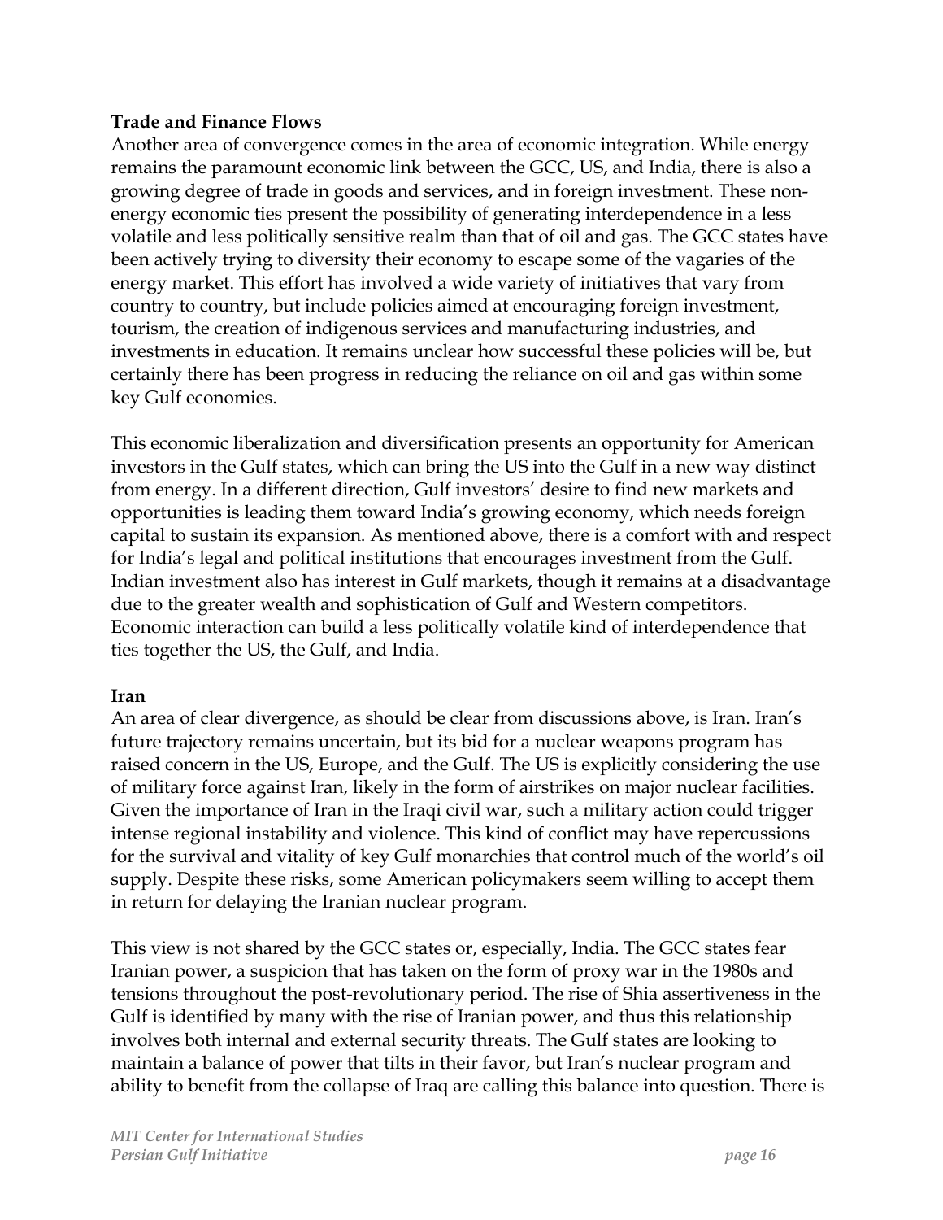**Trade and Finance Flows**

Another area of convergence comes in the area of economic integration. While energy remains the paramount economic link between the GCC, US, and India, there is also a growing degree of trade in goods and services, and in foreign investment. These non-energy economic ties present the possibility of generating interdependence in a less volatile and less politically sensitive realm than that of oil and gas. The GCC states have been actively trying to diversity their economy to escape some of the vagaries of the energy market. This effort has involved a wide variety of initiatives that vary from country to country, but include policies aimed at encouraging foreign investment, tourism, the creation of indigenous services and manufacturing industries, and investments in education. It remains unclear how successful these policies will be, but certainly there has been progress in reducing the reliance on oil and gas within some key Gulf economies.

This economic liberalization and diversification presents an opportunity for American investors in the Gulf states, which can bring the US into the Gulf in a new way distinct from energy. In a different direction, Gulf investors' desire to find new markets and opportunities is leading them toward India's growing economy, which needs foreign capital to sustain its expansion. As mentioned above, there is a comfort with and respect for India's legal and political institutions that encourages investment from the Gulf. Indian investment also has interest in Gulf markets, though it remains at a disadvantage due to the greater wealth and sophistication of Gulf and Western competitors. Economic interaction can build a less politically volatile kind of interdependence that ties together the US, the Gulf, and India.

**Iran**

An area of clear divergence, as should be clear from discussions above, is Iran. Iran's future trajectory remains uncertain, but its bid for a nuclear weapons program has raised concern in the US, Europe, and the Gulf. The US is explicitly considering the use of military force against Iran, likely in the form of airstrikes on major nuclear facilities. Given the importance of Iran in the Iraqi civil war, such a military action could trigger intense regional instability and violence. This kind of conflict may have repercussions for the survival and vitality of key Gulf monarchies that control much of the world's oil supply. Despite these risks, some American policymakers seem willing to accept them in return for delaying the Iranian nuclear program.

This view is not shared by the GCC states or, especially, India. The GCC states fear Iranian power, a suspicion that has taken on the form of proxy war in the 1980s and tensions throughout the post-revolutionary period. The rise of Shia assertiveness in the Gulf is identified by many with the rise of Iranian power, and thus this relationship involves both internal and external security threats. The Gulf states are looking to maintain a balance of power that tilts in their favor, but Iran's nuclear program and ability to benefit from the collapse of Iraq are calling this balance into question. There is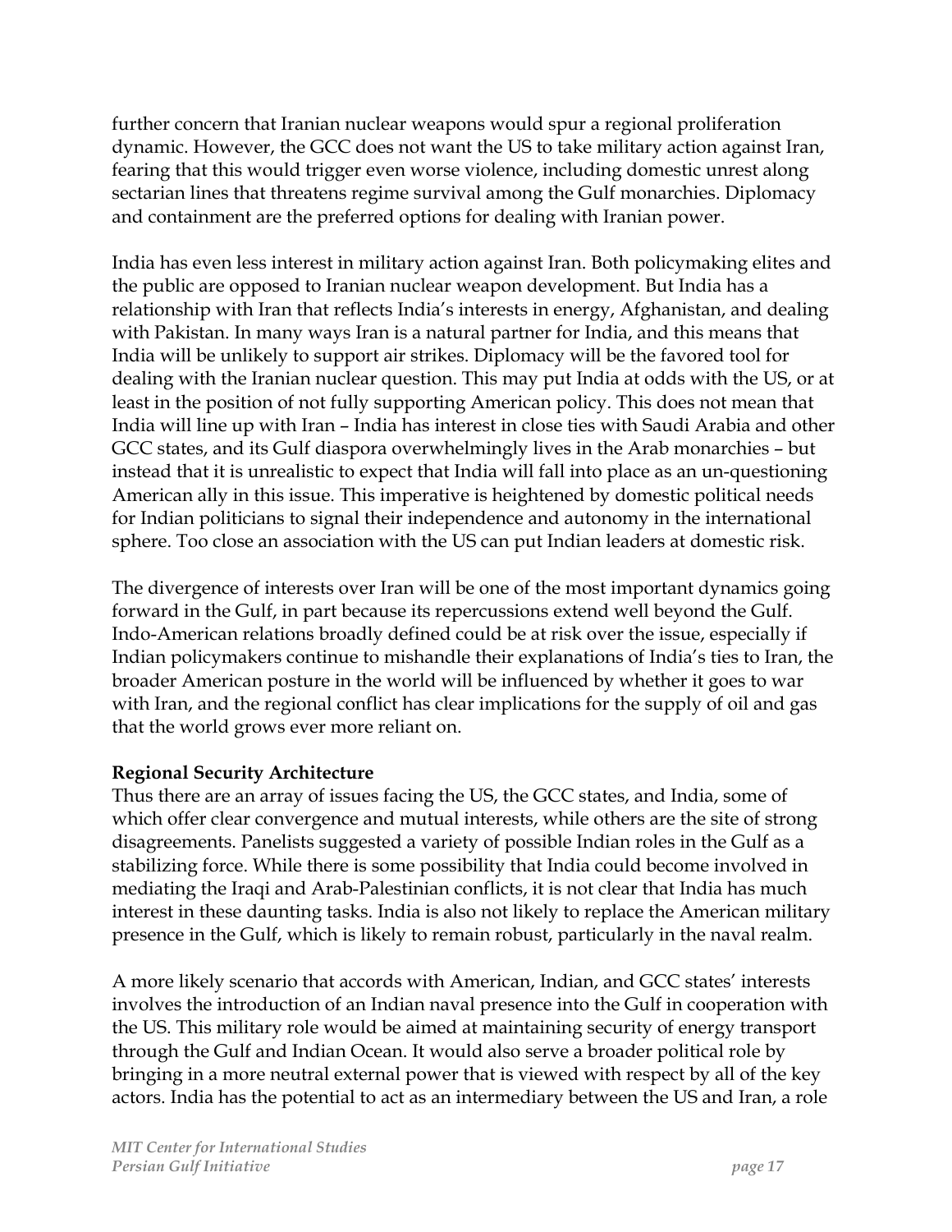further concern that Iranian nuclear weapons would spur a regional proliferation dynamic. However, the GCC does not want the US to take military action against Iran, fearing that this would trigger even worse violence, including domestic unrest along sectarian lines that threatens regime survival among the Gulf monarchies. Diplomacy and containment are the preferred options for dealing with Iranian power.

India has even less interest in military action against Iran. Both policymaking elites and the public are opposed to Iranian nuclear weapon development. But India has a relationship with Iran that reflects India's interests in energy, Afghanistan, and dealing with Pakistan. In many ways Iran is a natural partner for India, and this means that India will be unlikely to support air strikes. Diplomacy will be the favored tool for dealing with the Iranian nuclear question. This may put India at odds with the US, or at least in the position of not fully supporting American policy. This does not mean that India will line up with Iran – India has interest in close ties with Saudi Arabia and other GCC states, and its Gulf diaspora overwhelmingly lives in the Arab monarchies – but instead that it is unrealistic to expect that India will fall into place as an un-questioning American ally in this issue. This imperative is heightened by domestic political needs for Indian politicians to signal their independence and autonomy in the international sphere. Too close an association with the US can put Indian leaders at domestic risk.

The divergence of interests over Iran will be one of the most important dynamics going forward in the Gulf, in part because its repercussions extend well beyond the Gulf. Indo-American relations broadly defined could be at risk over the issue, especially if Indian policymakers continue to mishandle their explanations of India's ties to Iran, the broader American posture in the world will be influenced by whether it goes to war with Iran, and the regional conflict has clear implications for the supply of oil and gas that the world grows ever more reliant on.

**Regional Security Architecture**

Thus there are an array of issues facing the US, the GCC states, and India, some of which offer clear convergence and mutual interests, while others are the site of strong disagreements. Panelists suggested a variety of possible Indian roles in the Gulf as a stabilizing force. While there is some possibility that India could become involved in mediating the Iraqi and Arab-Palestinian conflicts, it is not clear that India has much interest in these daunting tasks. India is also not likely to replace the American military presence in the Gulf, which is likely to remain robust, particularly in the naval realm.

A more likely scenario that accords with American, Indian, and GCC states' interests involves the introduction of an Indian naval presence into the Gulf in cooperation with the US. This military role would be aimed at maintaining security of energy transport through the Gulf and Indian Ocean. It would also serve a broader political role by bringing in a more neutral external power that is viewed with respect by all of the key actors. India has the potential to act as an intermediary between the US and Iran, a role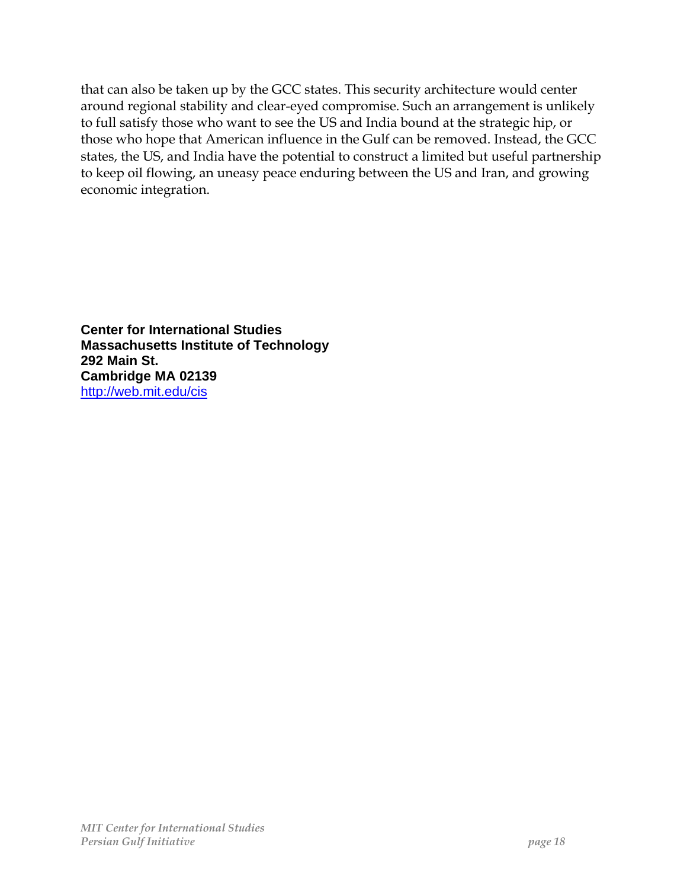that can also be taken up by the GCC states. This security architecture would center around regional stability and clear-eyed compromise. Such an arrangement is unlikely to full satisfy those who want to see the US and India bound at the strategic hip, or those who hope that American influence in the Gulf can be removed. Instead, the GCC states, the US, and India have the potential to construct a limited but useful partnership to keep oil flowing, an uneasy peace enduring between the US and Iran, and growing economic integration.

**Center for International Studies**
**Massachusetts Institute of Technology**
**292 Main St.**
**Cambridge MA 02139**
http://web.mit.edu/cis